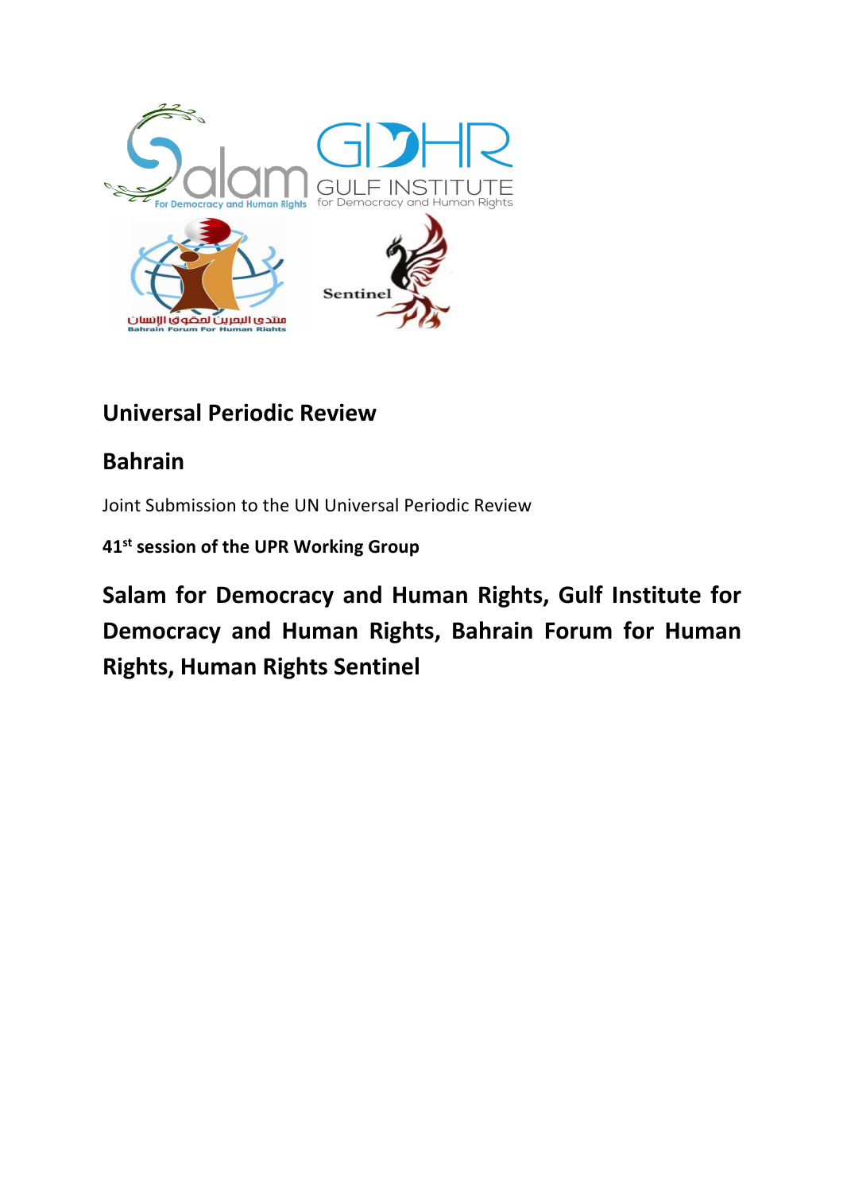## Universal Periodic Review

## Bahrain

Joint Submission to the UN Universal Periodic Review

**41st session of the UPR Working Group**

**Salam for Democracy and Human Rights, Gulf Institute for Democracy and Human Rights, Bahrain Forum for Human Rights, Human Rights Sentinel**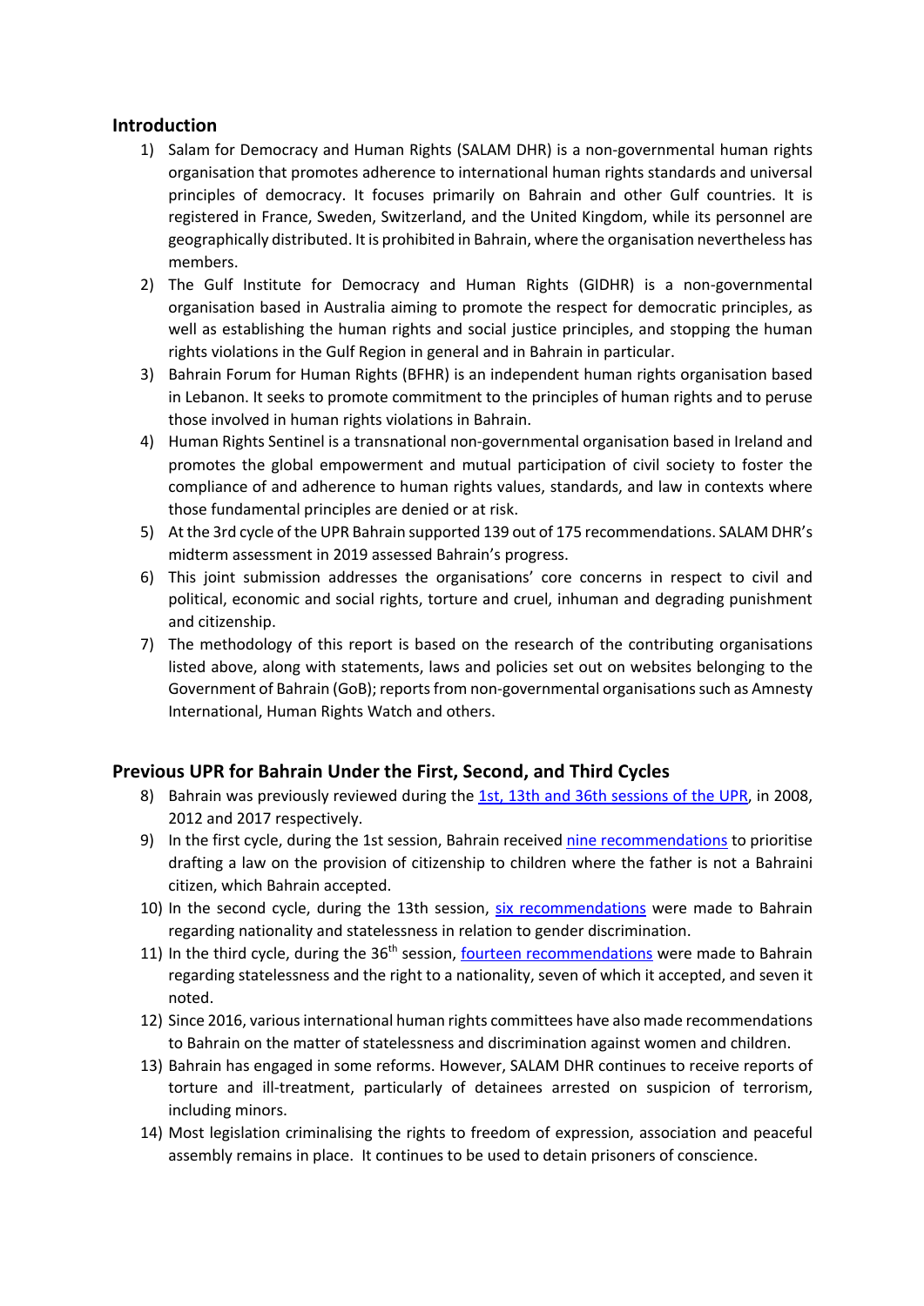## Introduction

1) Salam for Democracy and Human Rights (SALAM DHR) is a non-governmental human rights organisation that promotes adherence to international human rights standards and universal principles of democracy. It focuses primarily on Bahrain and other Gulf countries. It is registered in France, Sweden, Switzerland, and the United Kingdom, while its personnel are geographically distributed. It is prohibited in Bahrain, where the organisation nevertheless has members.
2) The Gulf Institute for Democracy and Human Rights (GIDHR) is a non-governmental organisation based in Australia aiming to promote the respect for democratic principles, as well as establishing the human rights and social justice principles, and stopping the human rights violations in the Gulf Region in general and in Bahrain in particular.
3) Bahrain Forum for Human Rights (BFHR) is an independent human rights organisation based in Lebanon. It seeks to promote commitment to the principles of human rights and to peruse those involved in human rights violations in Bahrain.
4) Human Rights Sentinel is a transnational non-governmental organisation based in Ireland and promotes the global empowerment and mutual participation of civil society to foster the compliance of and adherence to human rights values, standards, and law in contexts where those fundamental principles are denied or at risk.
5) At the 3rd cycle of the UPR Bahrain supported 139 out of 175 recommendations. SALAM DHR's midterm assessment in 2019 assessed Bahrain's progress.
6) This joint submission addresses the organisations' core concerns in respect to civil and political, economic and social rights, torture and cruel, inhuman and degrading punishment and citizenship.
7) The methodology of this report is based on the research of the contributing organisations listed above, along with statements, laws and policies set out on websites belonging to the Government of Bahrain (GoB); reports from non-governmental organisations such as Amnesty International, Human Rights Watch and others.

## Previous UPR for Bahrain Under the First, Second, and Third Cycles

8) Bahrain was previously reviewed during the 1st, 13th and 36th sessions of the UPR, in 2008, 2012 and 2017 respectively.
9) In the first cycle, during the 1st session, Bahrain received nine recommendations to prioritise drafting a law on the provision of citizenship to children where the father is not a Bahraini citizen, which Bahrain accepted.
10) In the second cycle, during the 13th session, six recommendations were made to Bahrain regarding nationality and statelessness in relation to gender discrimination.
11) In the third cycle, during the 36th session, fourteen recommendations were made to Bahrain regarding statelessness and the right to a nationality, seven of which it accepted, and seven it noted.
12) Since 2016, various international human rights committees have also made recommendations to Bahrain on the matter of statelessness and discrimination against women and children.
13) Bahrain has engaged in some reforms. However, SALAM DHR continues to receive reports of torture and ill-treatment, particularly of detainees arrested on suspicion of terrorism, including minors.
14) Most legislation criminalising the rights to freedom of expression, association and peaceful assembly remains in place. It continues to be used to detain prisoners of conscience.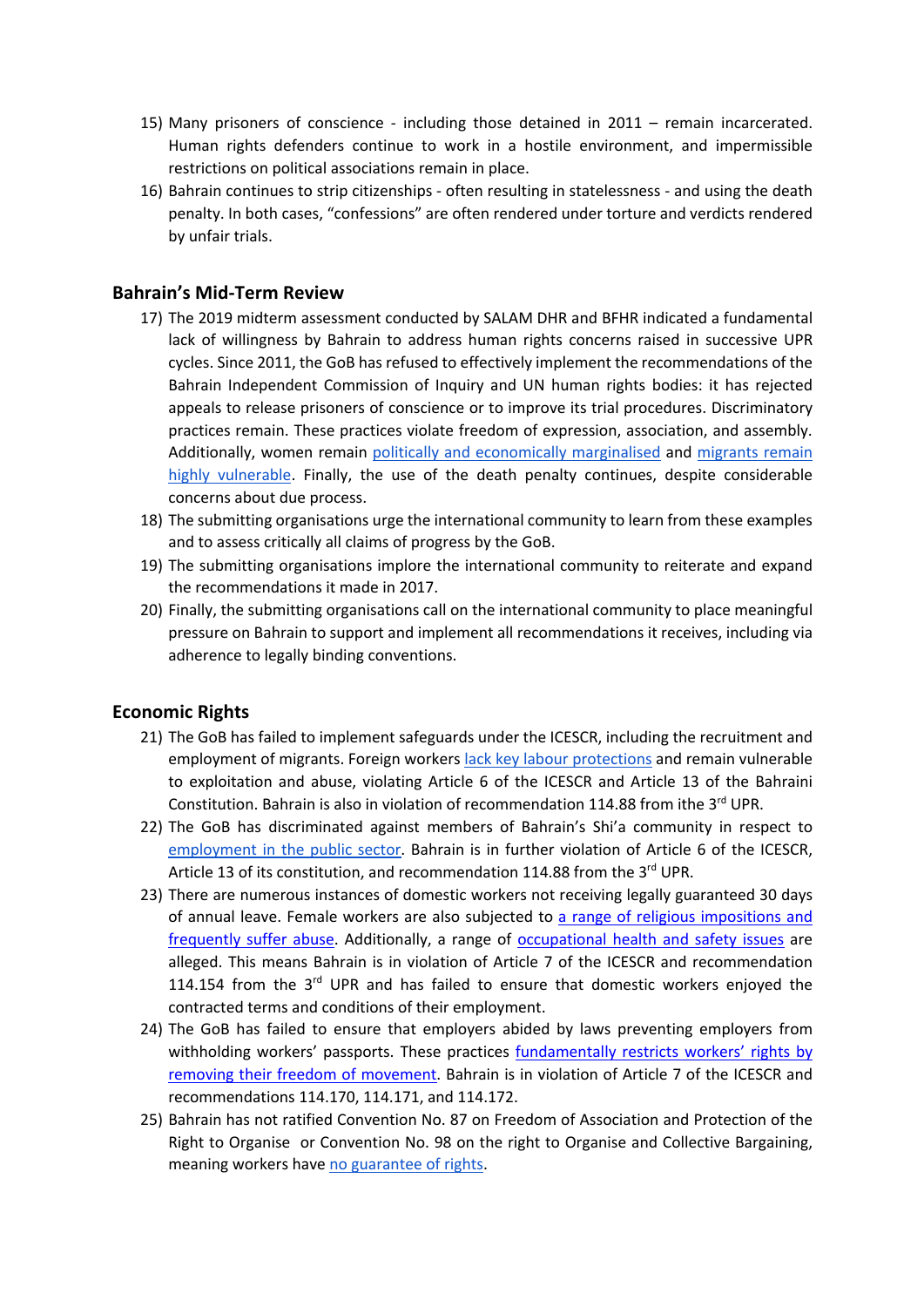15) Many prisoners of conscience - including those detained in 2011 – remain incarcerated. Human rights defenders continue to work in a hostile environment, and impermissible restrictions on political associations remain in place.
16) Bahrain continues to strip citizenships - often resulting in statelessness - and using the death penalty. In both cases, "confessions" are often rendered under torture and verdicts rendered by unfair trials.

## Bahrain's Mid-Term Review

17) The 2019 midterm assessment conducted by SALAM DHR and BFHR indicated a fundamental lack of willingness by Bahrain to address human rights concerns raised in successive UPR cycles. Since 2011, the GoB has refused to effectively implement the recommendations of the Bahrain Independent Commission of Inquiry and UN human rights bodies: it has rejected appeals to release prisoners of conscience or to improve its trial procedures. Discriminatory practices remain. These practices violate freedom of expression, association, and assembly. Additionally, women remain politically and economically marginalised and migrants remain highly vulnerable. Finally, the use of the death penalty continues, despite considerable concerns about due process.
18) The submitting organisations urge the international community to learn from these examples and to assess critically all claims of progress by the GoB.
19) The submitting organisations implore the international community to reiterate and expand the recommendations it made in 2017.
20) Finally, the submitting organisations call on the international community to place meaningful pressure on Bahrain to support and implement all recommendations it receives, including via adherence to legally binding conventions.

## Economic Rights

21) The GoB has failed to implement safeguards under the ICESCR, including the recruitment and employment of migrants. Foreign workers lack key labour protections and remain vulnerable to exploitation and abuse, violating Article 6 of the ICESCR and Article 13 of the Bahraini Constitution. Bahrain is also in violation of recommendation 114.88 from ithe 3rd UPR.
22) The GoB has discriminated against members of Bahrain's Shi'a community in respect to employment in the public sector. Bahrain is in further violation of Article 6 of the ICESCR, Article 13 of its constitution, and recommendation 114.88 from the 3rd UPR.
23) There are numerous instances of domestic workers not receiving legally guaranteed 30 days of annual leave. Female workers are also subjected to a range of religious impositions and frequently suffer abuse. Additionally, a range of occupational health and safety issues are alleged. This means Bahrain is in violation of Article 7 of the ICESCR and recommendation 114.154 from the 3rd UPR and has failed to ensure that domestic workers enjoyed the contracted terms and conditions of their employment.
24) The GoB has failed to ensure that employers abided by laws preventing employers from withholding workers' passports. These practices fundamentally restricts workers' rights by removing their freedom of movement. Bahrain is in violation of Article 7 of the ICESCR and recommendations 114.170, 114.171, and 114.172.
25) Bahrain has not ratified Convention No. 87 on Freedom of Association and Protection of the Right to Organise or Convention No. 98 on the right to Organise and Collective Bargaining, meaning workers have no guarantee of rights.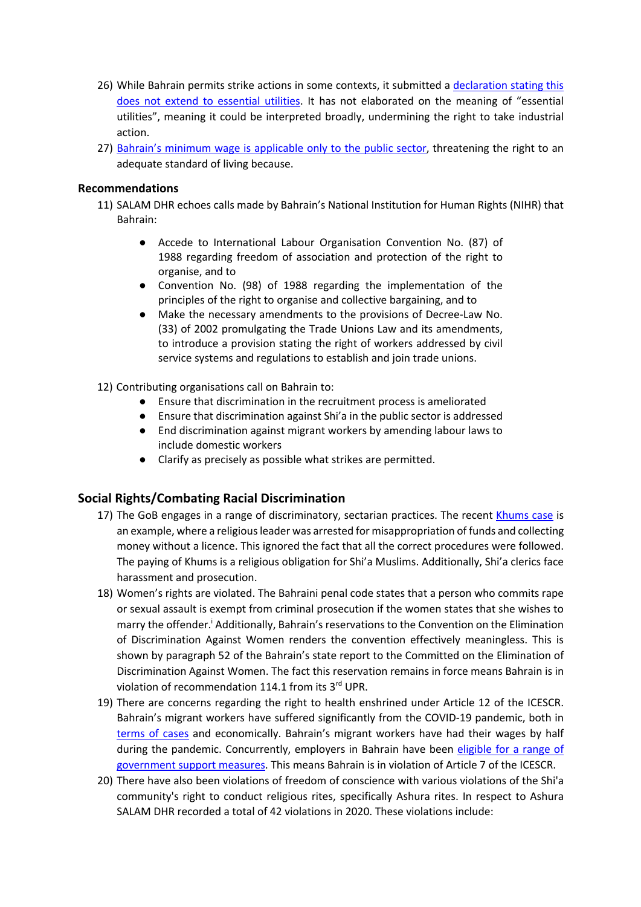26) While Bahrain permits strike actions in some contexts, it submitted a declaration stating this does not extend to essential utilities. It has not elaborated on the meaning of "essential utilities", meaning it could be interpreted broadly, undermining the right to take industrial action.

27) Bahrain's minimum wage is applicable only to the public sector, threatening the right to an adequate standard of living because.

### Recommendations

11) SALAM DHR echoes calls made by Bahrain's National Institution for Human Rights (NIHR) that Bahrain:

    - Accede to International Labour Organisation Convention No. (87) of 1988 regarding freedom of association and protection of the right to organise, and to
    - Convention No. (98) of 1988 regarding the implementation of the principles of the right to organise and collective bargaining, and to
    - Make the necessary amendments to the provisions of Decree-Law No. (33) of 2002 promulgating the Trade Unions Law and its amendments, to introduce a provision stating the right of workers addressed by civil service systems and regulations to establish and join trade unions.

12) Contributing organisations call on Bahrain to:
    - Ensure that discrimination in the recruitment process is ameliorated
    - Ensure that discrimination against Shi'a in the public sector is addressed
    - End discrimination against migrant workers by amending labour laws to include domestic workers
    - Clarify as precisely as possible what strikes are permitted.

## Social Rights/Combating Racial Discrimination

17) The GoB engages in a range of discriminatory, sectarian practices. The recent Khums case is an example, where a religious leader was arrested for misappropriation of funds and collecting money without a licence. This ignored the fact that all the correct procedures were followed. The paying of Khums is a religious obligation for Shi'a Muslims. Additionally, Shi'a clerics face harassment and prosecution.

18) Women's rights are violated. The Bahraini penal code states that a person who commits rape or sexual assault is exempt from criminal prosecution if the women states that she wishes to marry the offender.[i] Additionally, Bahrain's reservations to the Convention on the Elimination of Discrimination Against Women renders the convention effectively meaningless. This is shown by paragraph 52 of the Bahrain's state report to the Committed on the Elimination of Discrimination Against Women. The fact this reservation remains in force means Bahrain is in violation of recommendation 114.1 from its 3rd UPR.

19) There are concerns regarding the right to health enshrined under Article 12 of the ICESCR. Bahrain's migrant workers have suffered significantly from the COVID-19 pandemic, both in terms of cases and economically. Bahrain's migrant workers have had their wages by half during the pandemic. Concurrently, employers in Bahrain have been eligible for a range of government support measures. This means Bahrain is in violation of Article 7 of the ICESCR.

20) There have also been violations of freedom of conscience with various violations of the Shi'a community's right to conduct religious rites, specifically Ashura rites. In respect to Ashura SALAM DHR recorded a total of 42 violations in 2020. These violations include: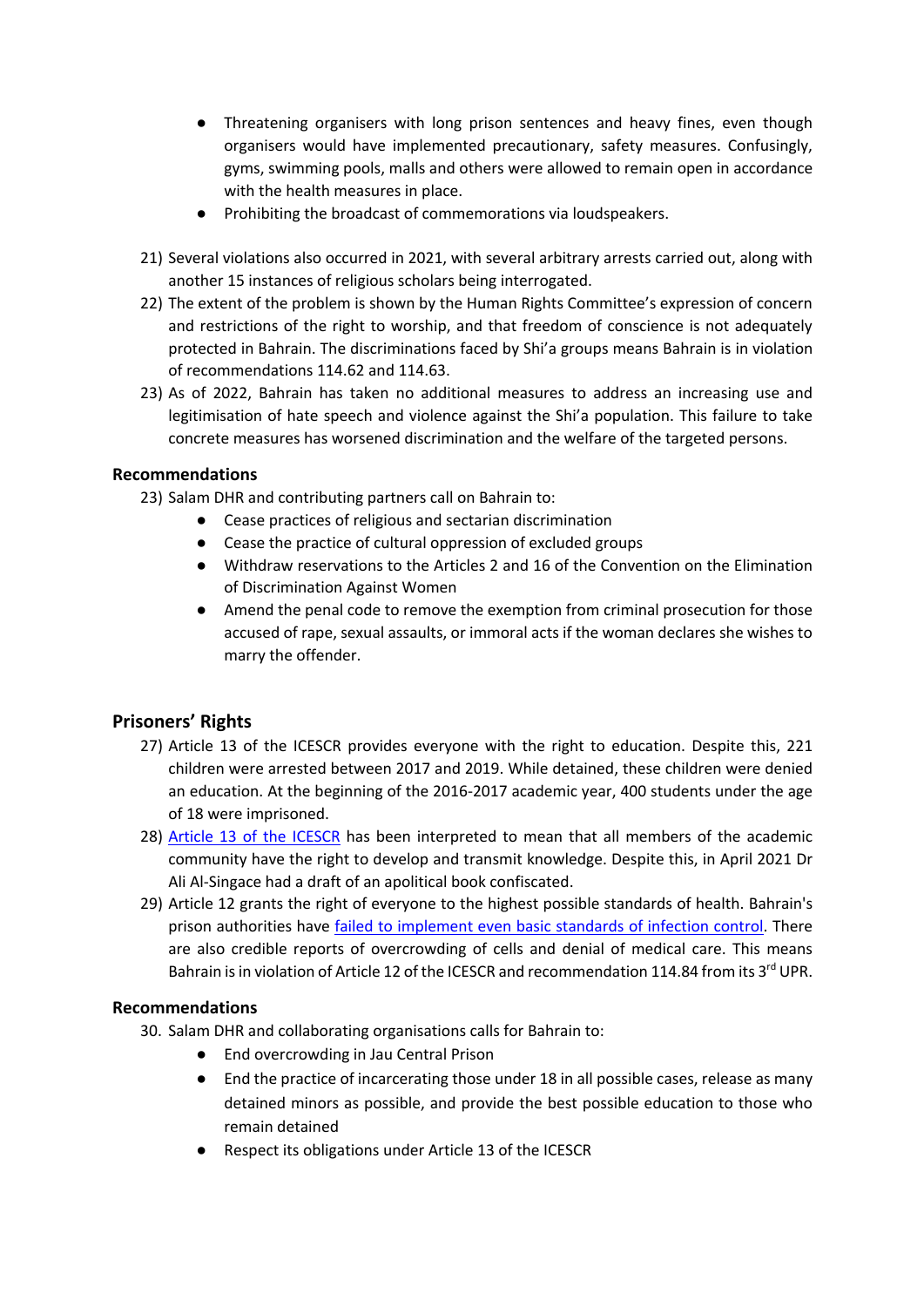- Threatening organisers with long prison sentences and heavy fines, even though organisers would have implemented precautionary, safety measures. Confusingly, gyms, swimming pools, malls and others were allowed to remain open in accordance with the health measures in place.
- Prohibiting the broadcast of commemorations via loudspeakers.

21) Several violations also occurred in 2021, with several arbitrary arrests carried out, along with another 15 instances of religious scholars being interrogated.
22) The extent of the problem is shown by the Human Rights Committee's expression of concern and restrictions of the right to worship, and that freedom of conscience is not adequately protected in Bahrain. The discriminations faced by Shi'a groups means Bahrain is in violation of recommendations 114.62 and 114.63.
23) As of 2022, Bahrain has taken no additional measures to address an increasing use and legitimisation of hate speech and violence against the Shi'a population. This failure to take concrete measures has worsened discrimination and the welfare of the targeted persons.

**Recommendations**

23) Salam DHR and contributing partners call on Bahrain to:
    - Cease practices of religious and sectarian discrimination
    - Cease the practice of cultural oppression of excluded groups
    - Withdraw reservations to the Articles 2 and 16 of the Convention on the Elimination of Discrimination Against Women
    - Amend the penal code to remove the exemption from criminal prosecution for those accused of rape, sexual assaults, or immoral acts if the woman declares she wishes to marry the offender.

## Prisoners' Rights

27) Article 13 of the ICESCR provides everyone with the right to education. Despite this, 221 children were arrested between 2017 and 2019. While detained, these children were denied an education. At the beginning of the 2016-2017 academic year, 400 students under the age of 18 were imprisoned.
28) Article 13 of the ICESCR has been interpreted to mean that all members of the academic community have the right to develop and transmit knowledge. Despite this, in April 2021 Dr Ali Al-Singace had a draft of an apolitical book confiscated.
29) Article 12 grants the right of everyone to the highest possible standards of health. Bahrain's prison authorities have failed to implement even basic standards of infection control. There are also credible reports of overcrowding of cells and denial of medical care. This means Bahrain is in violation of Article 12 of the ICESCR and recommendation 114.84 from its 3rd UPR.

**Recommendations**

30. Salam DHR and collaborating organisations calls for Bahrain to:
    - End overcrowding in Jau Central Prison
    - End the practice of incarcerating those under 18 in all possible cases, release as many detained minors as possible, and provide the best possible education to those who remain detained
    - Respect its obligations under Article 13 of the ICESCR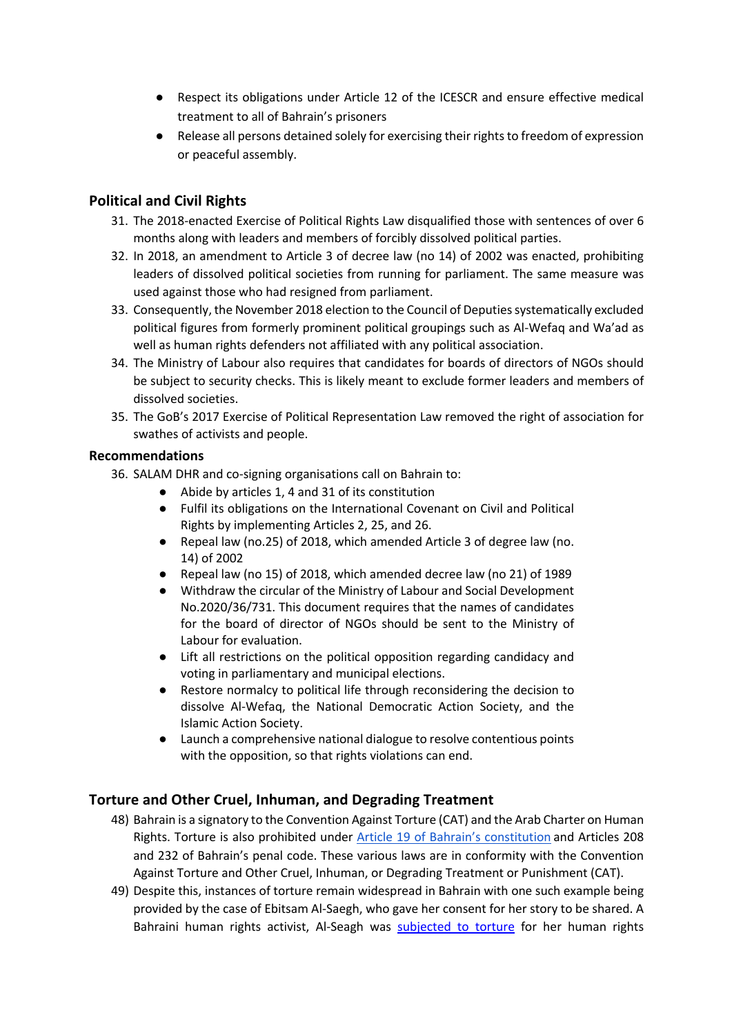- Respect its obligations under Article 12 of the ICESCR and ensure effective medical treatment to all of Bahrain's prisoners
- Release all persons detained solely for exercising their rights to freedom of expression or peaceful assembly.

## Political and Civil Rights

31. The 2018-enacted Exercise of Political Rights Law disqualified those with sentences of over 6 months along with leaders and members of forcibly dissolved political parties.
32. In 2018, an amendment to Article 3 of decree law (no 14) of 2002 was enacted, prohibiting leaders of dissolved political societies from running for parliament. The same measure was used against those who had resigned from parliament.
33. Consequently, the November 2018 election to the Council of Deputies systematically excluded political figures from formerly prominent political groupings such as Al-Wefaq and Wa'ad as well as human rights defenders not affiliated with any political association.
34. The Ministry of Labour also requires that candidates for boards of directors of NGOs should be subject to security checks. This is likely meant to exclude former leaders and members of dissolved societies.
35. The GoB's 2017 Exercise of Political Representation Law removed the right of association for swathes of activists and people.

### Recommendations

36. SALAM DHR and co-signing organisations call on Bahrain to:
    - Abide by articles 1, 4 and 31 of its constitution
    - Fulfil its obligations on the International Covenant on Civil and Political Rights by implementing Articles 2, 25, and 26.
    - Repeal law (no.25) of 2018, which amended Article 3 of degree law (no. 14) of 2002
    - Repeal law (no 15) of 2018, which amended decree law (no 21) of 1989
    - Withdraw the circular of the Ministry of Labour and Social Development No.2020/36/731. This document requires that the names of candidates for the board of director of NGOs should be sent to the Ministry of Labour for evaluation.
    - Lift all restrictions on the political opposition regarding candidacy and voting in parliamentary and municipal elections.
    - Restore normalcy to political life through reconsidering the decision to dissolve Al-Wefaq, the National Democratic Action Society, and the Islamic Action Society.
    - Launch a comprehensive national dialogue to resolve contentious points with the opposition, so that rights violations can end.

## Torture and Other Cruel, Inhuman, and Degrading Treatment

48) Bahrain is a signatory to the Convention Against Torture (CAT) and the Arab Charter on Human Rights. Torture is also prohibited under Article 19 of Bahrain's constitution and Articles 208 and 232 of Bahrain's penal code. These various laws are in conformity with the Convention Against Torture and Other Cruel, Inhuman, or Degrading Treatment or Punishment (CAT).
49) Despite this, instances of torture remain widespread in Bahrain with one such example being provided by the case of Ebitsam Al-Saegh, who gave her consent for her story to be shared. A Bahraini human rights activist, Al-Seagh was subjected to torture for her human rights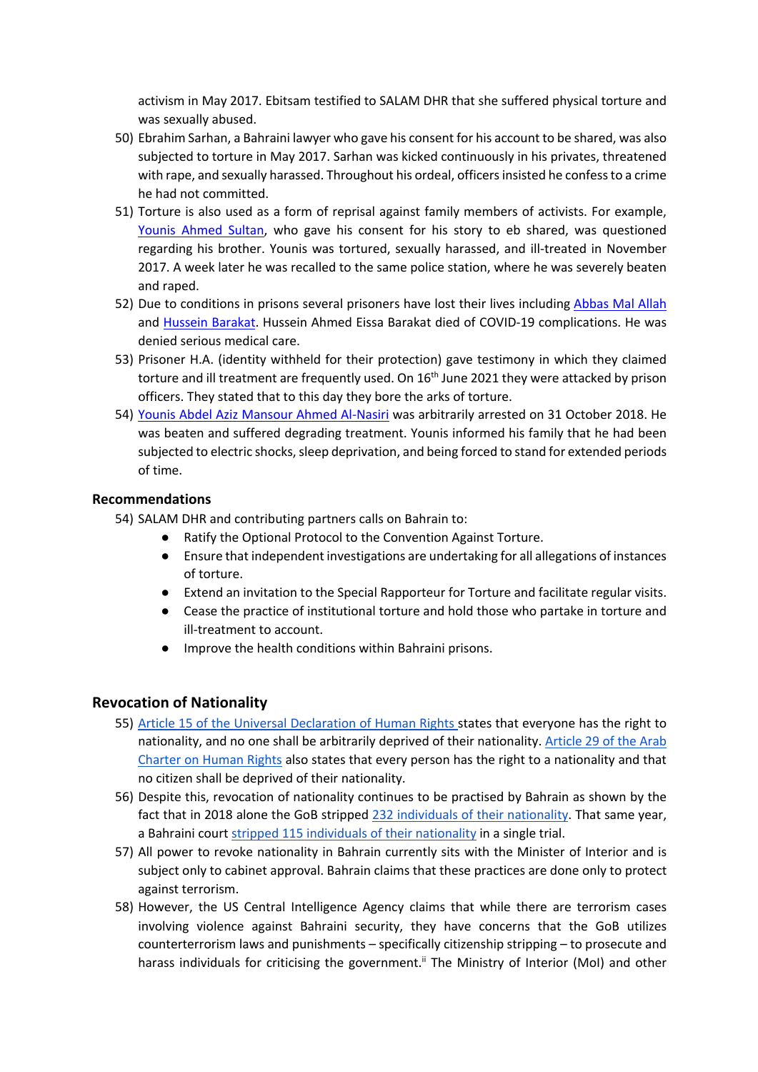activism in May 2017. Ebitsam testified to SALAM DHR that she suffered physical torture and was sexually abused.

50) Ebrahim Sarhan, a Bahraini lawyer who gave his consent for his account to be shared, was also subjected to torture in May 2017. Sarhan was kicked continuously in his privates, threatened with rape, and sexually harassed. Throughout his ordeal, officers insisted he confess to a crime he had not committed.
51) Torture is also used as a form of reprisal against family members of activists. For example, Younis Ahmed Sultan, who gave his consent for his story to eb shared, was questioned regarding his brother. Younis was tortured, sexually harassed, and ill-treated in November 2017. A week later he was recalled to the same police station, where he was severely beaten and raped.
52) Due to conditions in prisons several prisoners have lost their lives including Abbas Mal Allah and Hussein Barakat. Hussein Ahmed Eissa Barakat died of COVID-19 complications. He was denied serious medical care.
53) Prisoner H.A. (identity withheld for their protection) gave testimony in which they claimed torture and ill treatment are frequently used. On 16th June 2021 they were attacked by prison officers. They stated that to this day they bore the arks of torture.
54) Younis Abdel Aziz Mansour Ahmed Al-Nasiri was arbitrarily arrested on 31 October 2018. He was beaten and suffered degrading treatment. Younis informed his family that he had been subjected to electric shocks, sleep deprivation, and being forced to stand for extended periods of time.

### Recommendations

54) SALAM DHR and contributing partners calls on Bahrain to:
    - Ratify the Optional Protocol to the Convention Against Torture.
    - Ensure that independent investigations are undertaking for all allegations of instances of torture.
    - Extend an invitation to the Special Rapporteur for Torture and facilitate regular visits.
    - Cease the practice of institutional torture and hold those who partake in torture and ill-treatment to account.
    - Improve the health conditions within Bahraini prisons.

## Revocation of Nationality

55) Article 15 of the Universal Declaration of Human Rights states that everyone has the right to nationality, and no one shall be arbitrarily deprived of their nationality. Article 29 of the Arab Charter on Human Rights also states that every person has the right to a nationality and that no citizen shall be deprived of their nationality.
56) Despite this, revocation of nationality continues to be practised by Bahrain as shown by the fact that in 2018 alone the GoB stripped 232 individuals of their nationality. That same year, a Bahraini court stripped 115 individuals of their nationality in a single trial.
57) All power to revoke nationality in Bahrain currently sits with the Minister of Interior and is subject only to cabinet approval. Bahrain claims that these practices are done only to protect against terrorism.
58) However, the US Central Intelligence Agency claims that while there are terrorism cases involving violence against Bahraini security, they have concerns that the GoB utilizes counterterrorism laws and punishments – specifically citizenship stripping – to prosecute and harass individuals for criticising the government.[ii] The Ministry of Interior (MoI) and other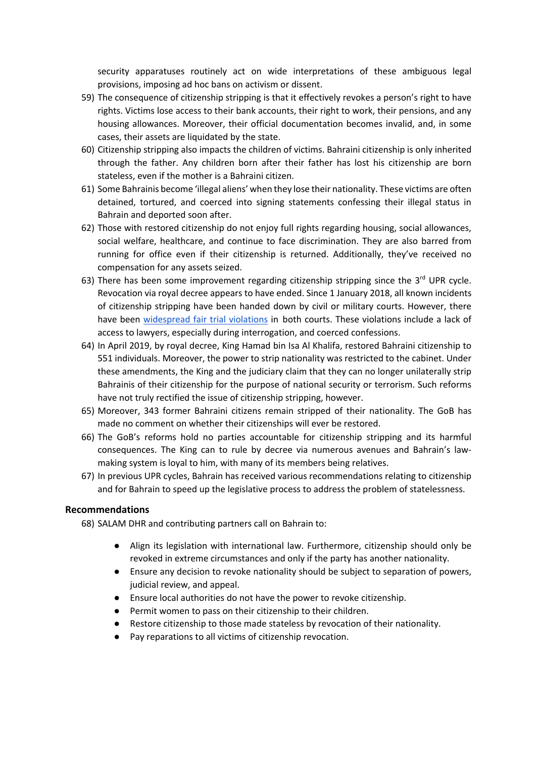security apparatuses routinely act on wide interpretations of these ambiguous legal provisions, imposing ad hoc bans on activism or dissent.

59) The consequence of citizenship stripping is that it effectively revokes a person's right to have rights. Victims lose access to their bank accounts, their right to work, their pensions, and any housing allowances. Moreover, their official documentation becomes invalid, and, in some cases, their assets are liquidated by the state.

60) Citizenship stripping also impacts the children of victims. Bahraini citizenship is only inherited through the father. Any children born after their father has lost his citizenship are born stateless, even if the mother is a Bahraini citizen.

61) Some Bahrainis become 'illegal aliens' when they lose their nationality. These victims are often detained, tortured, and coerced into signing statements confessing their illegal status in Bahrain and deported soon after.

62) Those with restored citizenship do not enjoy full rights regarding housing, social allowances, social welfare, healthcare, and continue to face discrimination. They are also barred from running for office even if their citizenship is returned. Additionally, they've received no compensation for any assets seized.

63) There has been some improvement regarding citizenship stripping since the 3rd UPR cycle. Revocation via royal decree appears to have ended. Since 1 January 2018, all known incidents of citizenship stripping have been handed down by civil or military courts. However, there have been widespread fair trial violations in both courts. These violations include a lack of access to lawyers, especially during interrogation, and coerced confessions.

64) In April 2019, by royal decree, King Hamad bin Isa Al Khalifa, restored Bahraini citizenship to 551 individuals. Moreover, the power to strip nationality was restricted to the cabinet. Under these amendments, the King and the judiciary claim that they can no longer unilaterally strip Bahrainis of their citizenship for the purpose of national security or terrorism. Such reforms have not truly rectified the issue of citizenship stripping, however.

65) Moreover, 343 former Bahraini citizens remain stripped of their nationality. The GoB has made no comment on whether their citizenships will ever be restored.

66) The GoB's reforms hold no parties accountable for citizenship stripping and its harmful consequences. The King can to rule by decree via numerous avenues and Bahrain's law-making system is loyal to him, with many of its members being relatives.

67) In previous UPR cycles, Bahrain has received various recommendations relating to citizenship and for Bahrain to speed up the legislative process to address the problem of statelessness.

### Recommendations

68) SALAM DHR and contributing partners call on Bahrain to:

- Align its legislation with international law. Furthermore, citizenship should only be revoked in extreme circumstances and only if the party has another nationality.
- Ensure any decision to revoke nationality should be subject to separation of powers, judicial review, and appeal.
- Ensure local authorities do not have the power to revoke citizenship.
- Permit women to pass on their citizenship to their children.
- Restore citizenship to those made stateless by revocation of their nationality.
- Pay reparations to all victims of citizenship revocation.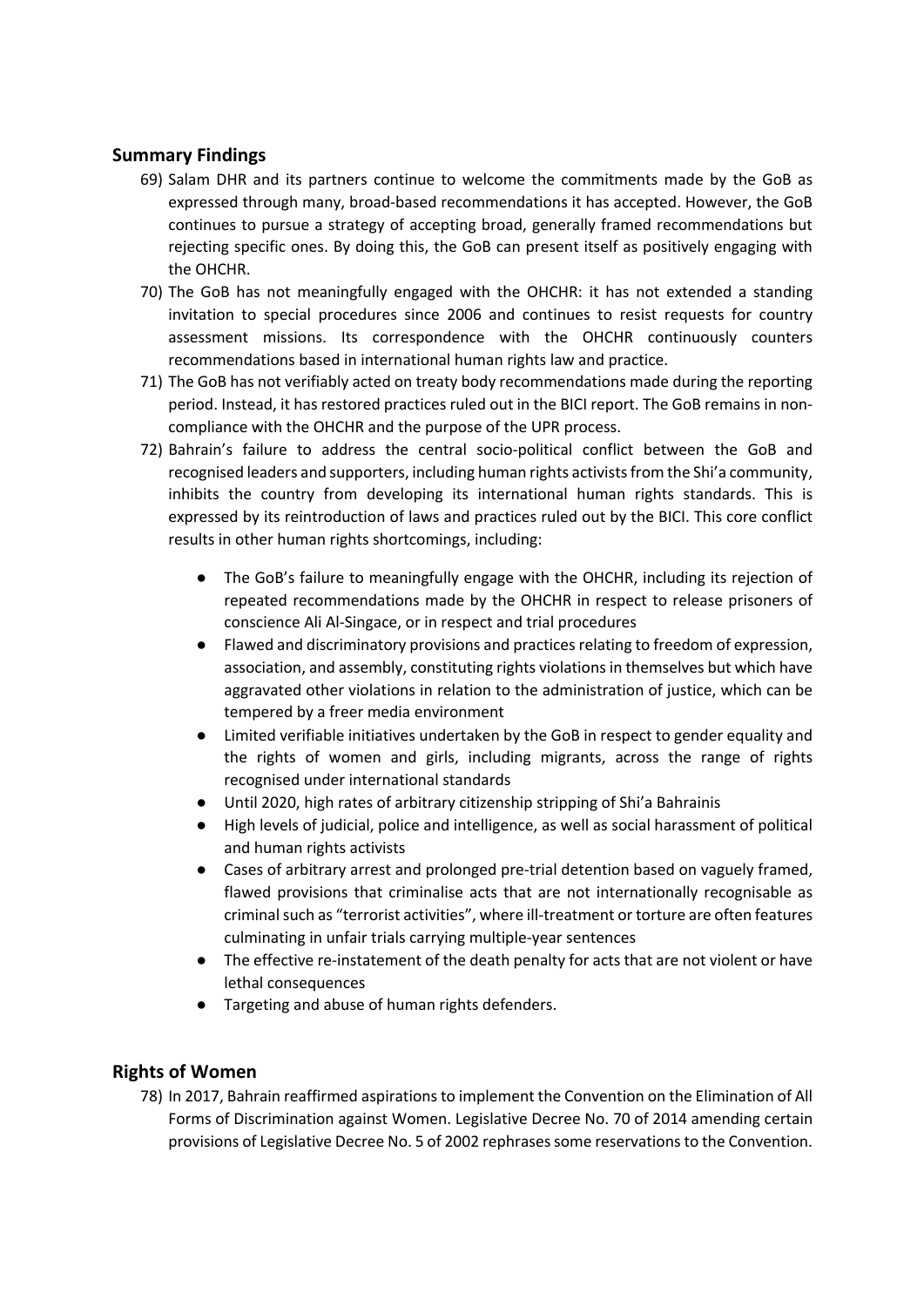## Summary Findings

69) Salam DHR and its partners continue to welcome the commitments made by the GoB as expressed through many, broad-based recommendations it has accepted. However, the GoB continues to pursue a strategy of accepting broad, generally framed recommendations but rejecting specific ones. By doing this, the GoB can present itself as positively engaging with the OHCHR.
70) The GoB has not meaningfully engaged with the OHCHR: it has not extended a standing invitation to special procedures since 2006 and continues to resist requests for country assessment missions. Its correspondence with the OHCHR continuously counters recommendations based in international human rights law and practice.
71) The GoB has not verifiably acted on treaty body recommendations made during the reporting period. Instead, it has restored practices ruled out in the BICI report. The GoB remains in non-compliance with the OHCHR and the purpose of the UPR process.
72) Bahrain's failure to address the central socio-political conflict between the GoB and recognised leaders and supporters, including human rights activists from the Shi'a community, inhibits the country from developing its international human rights standards. This is expressed by its reintroduction of laws and practices ruled out by the BICI. This core conflict results in other human rights shortcomings, including:

    - The GoB's failure to meaningfully engage with the OHCHR, including its rejection of repeated recommendations made by the OHCHR in respect to release prisoners of conscience Ali Al-Singace, or in respect and trial procedures
    - Flawed and discriminatory provisions and practices relating to freedom of expression, association, and assembly, constituting rights violations in themselves but which have aggravated other violations in relation to the administration of justice, which can be tempered by a freer media environment
    - Limited verifiable initiatives undertaken by the GoB in respect to gender equality and the rights of women and girls, including migrants, across the range of rights recognised under international standards
    - Until 2020, high rates of arbitrary citizenship stripping of Shi'a Bahrainis
    - High levels of judicial, police and intelligence, as well as social harassment of political and human rights activists
    - Cases of arbitrary arrest and prolonged pre-trial detention based on vaguely framed, flawed provisions that criminalise acts that are not internationally recognisable as criminal such as "terrorist activities", where ill-treatment or torture are often features culminating in unfair trials carrying multiple-year sentences
    - The effective re-instatement of the death penalty for acts that are not violent or have lethal consequences
    - Targeting and abuse of human rights defenders.

## Rights of Women

78) In 2017, Bahrain reaffirmed aspirations to implement the Convention on the Elimination of All Forms of Discrimination against Women. Legislative Decree No. 70 of 2014 amending certain provisions of Legislative Decree No. 5 of 2002 rephrases some reservations to the Convention.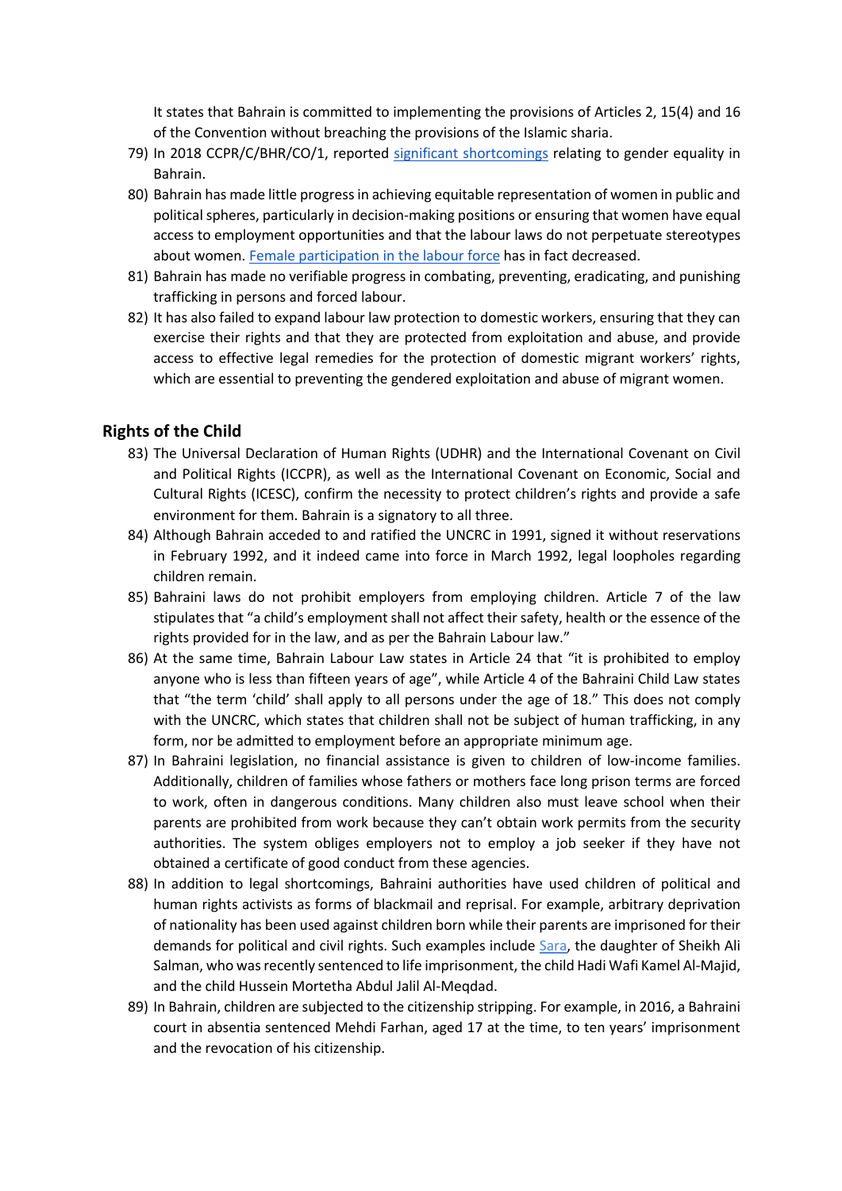It states that Bahrain is committed to implementing the provisions of Articles 2, 15(4) and 16 of the Convention without breaching the provisions of the Islamic sharia.

79) In 2018 CCPR/C/BHR/CO/1, reported significant shortcomings relating to gender equality in Bahrain.
80) Bahrain has made little progress in achieving equitable representation of women in public and political spheres, particularly in decision-making positions or ensuring that women have equal access to employment opportunities and that the labour laws do not perpetuate stereotypes about women. Female participation in the labour force has in fact decreased.
81) Bahrain has made no verifiable progress in combating, preventing, eradicating, and punishing trafficking in persons and forced labour.
82) It has also failed to expand labour law protection to domestic workers, ensuring that they can exercise their rights and that they are protected from exploitation and abuse, and provide access to effective legal remedies for the protection of domestic migrant workers' rights, which are essential to preventing the gendered exploitation and abuse of migrant women.

## Rights of the Child

83) The Universal Declaration of Human Rights (UDHR) and the International Covenant on Civil and Political Rights (ICCPR), as well as the International Covenant on Economic, Social and Cultural Rights (ICESC), confirm the necessity to protect children's rights and provide a safe environment for them. Bahrain is a signatory to all three.
84) Although Bahrain acceded to and ratified the UNCRC in 1991, signed it without reservations in February 1992, and it indeed came into force in March 1992, legal loopholes regarding children remain.
85) Bahraini laws do not prohibit employers from employing children. Article 7 of the law stipulates that "a child's employment shall not affect their safety, health or the essence of the rights provided for in the law, and as per the Bahrain Labour law."
86) At the same time, Bahrain Labour Law states in Article 24 that "it is prohibited to employ anyone who is less than fifteen years of age", while Article 4 of the Bahraini Child Law states that "the term 'child' shall apply to all persons under the age of 18." This does not comply with the UNCRC, which states that children shall not be subject of human trafficking, in any form, nor be admitted to employment before an appropriate minimum age.
87) In Bahraini legislation, no financial assistance is given to children of low-income families. Additionally, children of families whose fathers or mothers face long prison terms are forced to work, often in dangerous conditions. Many children also must leave school when their parents are prohibited from work because they can't obtain work permits from the security authorities. The system obliges employers not to employ a job seeker if they have not obtained a certificate of good conduct from these agencies.
88) In addition to legal shortcomings, Bahraini authorities have used children of political and human rights activists as forms of blackmail and reprisal. For example, arbitrary deprivation of nationality has been used against children born while their parents are imprisoned for their demands for political and civil rights. Such examples include Sara, the daughter of Sheikh Ali Salman, who was recently sentenced to life imprisonment, the child Hadi Wafi Kamel Al-Majid, and the child Hussein Mortetha Abdul Jalil Al-Meqdad.
89) In Bahrain, children are subjected to the citizenship stripping. For example, in 2016, a Bahraini court in absentia sentenced Mehdi Farhan, aged 17 at the time, to ten years' imprisonment and the revocation of his citizenship.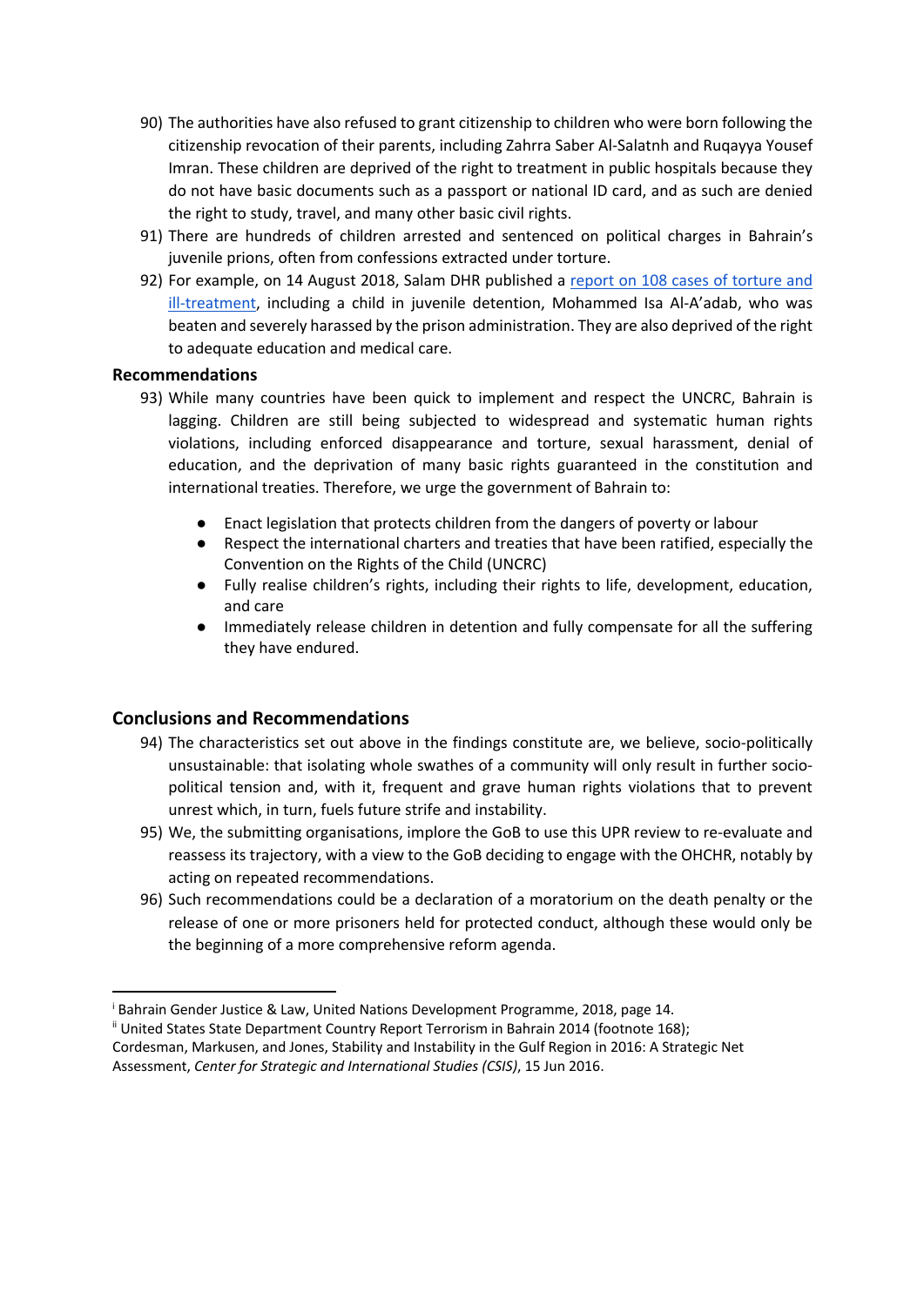90) The authorities have also refused to grant citizenship to children who were born following the citizenship revocation of their parents, including Zahrra Saber Al-Salatnh and Ruqayya Yousef Imran. These children are deprived of the right to treatment in public hospitals because they do not have basic documents such as a passport or national ID card, and as such are denied the right to study, travel, and many other basic civil rights.

91) There are hundreds of children arrested and sentenced on political charges in Bahrain's juvenile prions, often from confessions extracted under torture.

92) For example, on 14 August 2018, Salam DHR published a report on 108 cases of torture and ill-treatment, including a child in juvenile detention, Mohammed Isa Al-A'adab, who was beaten and severely harassed by the prison administration. They are also deprived of the right to adequate education and medical care.

**Recommendations**

93) While many countries have been quick to implement and respect the UNCRC, Bahrain is lagging. Children are still being subjected to widespread and systematic human rights violations, including enforced disappearance and torture, sexual harassment, denial of education, and the deprivation of many basic rights guaranteed in the constitution and international treaties. Therefore, we urge the government of Bahrain to:

- Enact legislation that protects children from the dangers of poverty or labour
- Respect the international charters and treaties that have been ratified, especially the Convention on the Rights of the Child (UNCRC)
- Fully realise children's rights, including their rights to life, development, education, and care
- Immediately release children in detention and fully compensate for all the suffering they have endured.

## Conclusions and Recommendations

94) The characteristics set out above in the findings constitute are, we believe, socio-politically unsustainable: that isolating whole swathes of a community will only result in further socio-political tension and, with it, frequent and grave human rights violations that to prevent unrest which, in turn, fuels future strife and instability.

95) We, the submitting organisations, implore the GoB to use this UPR review to re-evaluate and reassess its trajectory, with a view to the GoB deciding to engage with the OHCHR, notably by acting on repeated recommendations.

96) Such recommendations could be a declaration of a moratorium on the death penalty or the release of one or more prisoners held for protected conduct, although these would only be the beginning of a more comprehensive reform agenda.

---

[i] Bahrain Gender Justice & Law, United Nations Development Programme, 2018, page 14.

[ii] United States State Department Country Report Terrorism in Bahrain 2014 (footnote 168); Cordesman, Markusen, and Jones, Stability and Instability in the Gulf Region in 2016: A Strategic Net Assessment, *Center for Strategic and International Studies (CSIS)*, 15 Jun 2016.